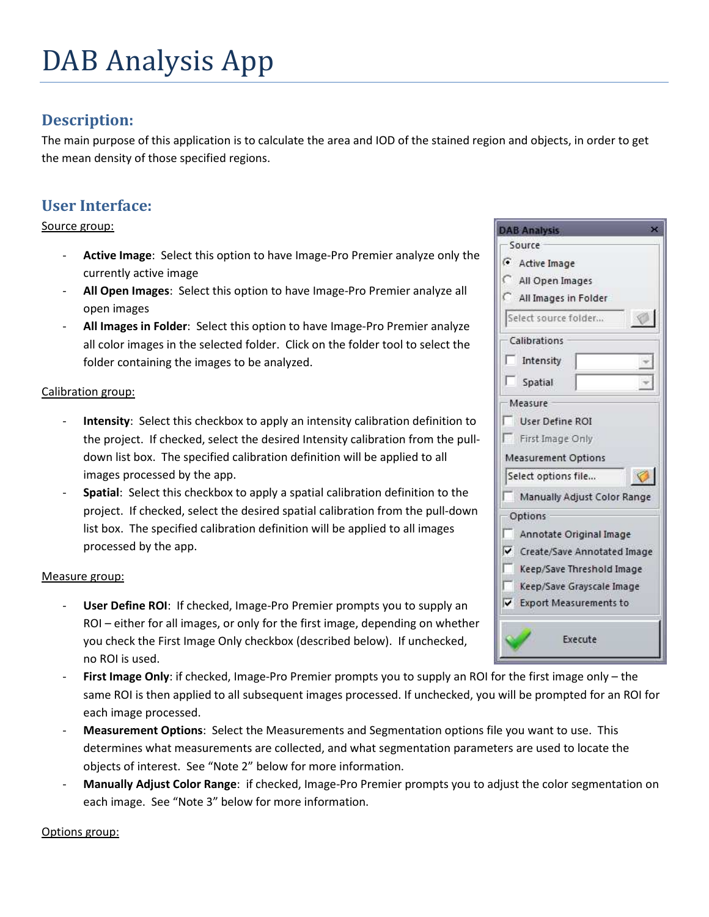# DAB Analysis App

## Description:

The main purpose of this application is to calculate the area and IOD of the stained region and objects, in order to get the mean density of those specified regions.

## User Interface:

Source group:

- **Active Image**: Select this option to have Image-Pro Premier analyze only the currently active image
- **All Open Images**: Select this option to have Image-Pro Premier analyze all open images
- **All Images in Folder**: Select this option to have Image-Pro Premier analyze all color images in the selected folder. Click on the folder tool to select the folder containing the images to be analyzed.

Calibration group:

- **Intensity**: Select this checkbox to apply an intensity calibration definition to the project. If checked, select the desired Intensity calibration from the pull-down list box. The specified calibration definition will be applied to all images processed by the app.
- **Spatial**: Select this checkbox to apply a spatial calibration definition to the project. If checked, select the desired spatial calibration from the pull-down list box. The specified calibration definition will be applied to all images processed by the app.

Measure group:

- **User Define ROI**: If checked, Image-Pro Premier prompts you to supply an ROI – either for all images, or only for the first image, depending on whether you check the First Image Only checkbox (described below). If unchecked, no ROI is used.
- **First Image Only**: if checked, Image-Pro Premier prompts you to supply an ROI for the first image only – the same ROI is then applied to all subsequent images processed. If unchecked, you will be prompted for an ROI for each image processed.
- **Measurement Options**: Select the Measurements and Segmentation options file you want to use. This determines what measurements are collected, and what segmentation parameters are used to locate the objects of interest. See "Note 2" below for more information.
- **Manually Adjust Color Range**: if checked, Image-Pro Premier prompts you to adjust the color segmentation on each image. See "Note 3" below for more information.

Options group: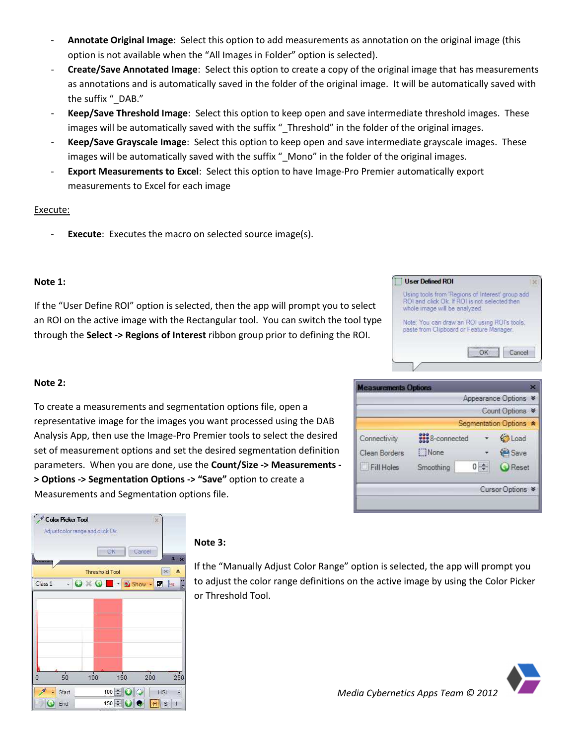- **Annotate Original Image**: Select this option to add measurements as annotation on the original image (this option is not available when the "All Images in Folder" option is selected).
- **Create/Save Annotated Image**: Select this option to create a copy of the original image that has measurements as annotations and is automatically saved in the folder of the original image. It will be automatically saved with the suffix "_DAB."
- **Keep/Save Threshold Image**: Select this option to keep open and save intermediate threshold images. These images will be automatically saved with the suffix "_Threshold" in the folder of the original images.
- **Keep/Save Grayscale Image**: Select this option to keep open and save intermediate grayscale images. These images will be automatically saved with the suffix "_Mono" in the folder of the original images.
- **Export Measurements to Excel**: Select this option to have Image-Pro Premier automatically export measurements to Excel for each image

Execute:

- **Execute**: Executes the macro on selected source image(s).

**Note 1:**

If the "User Define ROI" option is selected, then the app will prompt you to select an ROI on the active image with the Rectangular tool. You can switch the tool type through the **Select -> Regions of Interest** ribbon group prior to defining the ROI.

**Note 2:**

To create a measurements and segmentation options file, open a representative image for the images you want processed using the DAB Analysis App, then use the Image-Pro Premier tools to select the desired set of measurement options and set the desired segmentation definition parameters. When you are done, use the **Count/Size -> Measurements -> Options -> Segmentation Options -> "Save"** option to create a Measurements and Segmentation options file.

**Note 3:**

If the "Manually Adjust Color Range" option is selected, the app will prompt you to adjust the color range definitions on the active image by using the Color Picker or Threshold Tool.

*Media Cybernetics Apps Team © 2012*